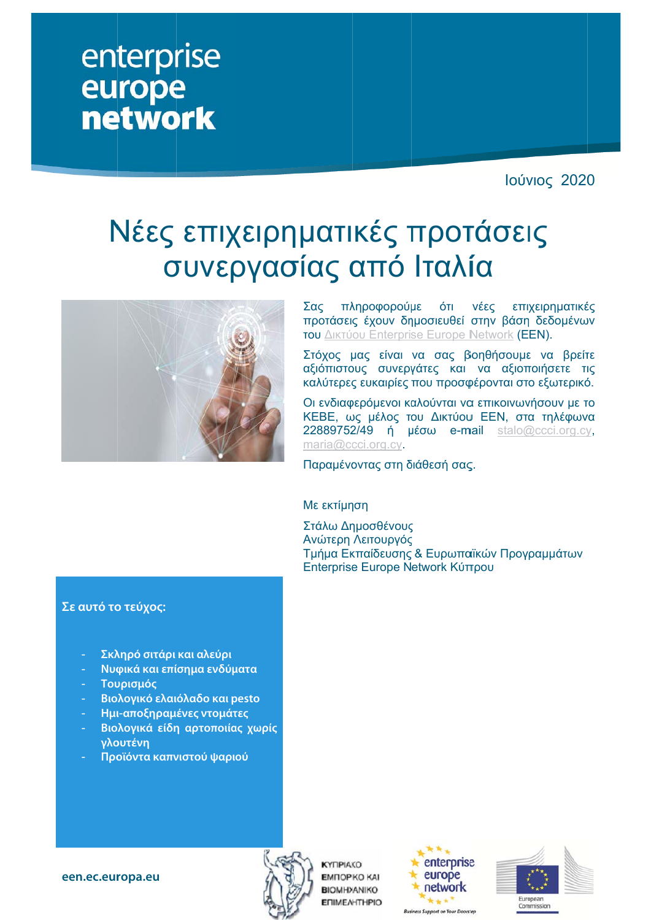enterprise
europe
network

Ιούνιος 2020

# Νέες επιχειρηματικές προτάσεις συνεργασίας από Ιταλία

Σας πληροφορούμε ότι νέες επιχειρηματικές προτάσεις έχουν δημοσιευθεί στην βάση δεδομένων του Δικτύου Enterprise Europe Network (EEN).

Στόχος μας είναι να σας βοηθήσουμε να βρείτε αξιόπιστους συνεργάτες και να αξιοποιήσετε τις καλύτερες ευκαιρίες που προσφέρονται στο εξωτερικό.

Οι ενδιαφερόμενοι καλούνται να επικοινωνήσουν με το ΚΕΒΕ, ως μέλος του Δικτύου EEN, στα τηλέφωνα 22889752/49 ή μέσω e-mail stalo@ccci.org.cy, maria@ccci.org.cy.

Παραμένοντας στη διάθεσή σας.

Με εκτίμηση

Στάλω Δημοσθένους
Ανώτερη Λειτουργός
Τμήμα Εκπαίδευσης & Ευρωπαϊκών Προγραμμάτων
Enterprise Europe Network Κύπρου

**Σε αυτό το τεύχος:**

- **Σκληρό σιτάρι και αλεύρι**
- **Νυφικά και επίσημα ενδύματα**
- **Τουρισμός**
- **Βιολογικό ελαιόλαδο και pesto**
- **Ημι-αποξηραμένες ντομάτες**
- **Βιολογικά είδη αρτοποιίας χωρίς γλουτένη**
- **Προϊόντα καπνιστού ψαριού**

een.ec.europa.eu

ΚΥΠΡΙΑΚΟ ΕΜΠΟΡΙΚΟ ΚΑΙ ΒΙΟΜΗΧΑΝΙΚΟ ΕΠΙΜΕΛΗΤΗΡΙΟ

enterprise europe network — Business Support on Your Doorstep

European Commission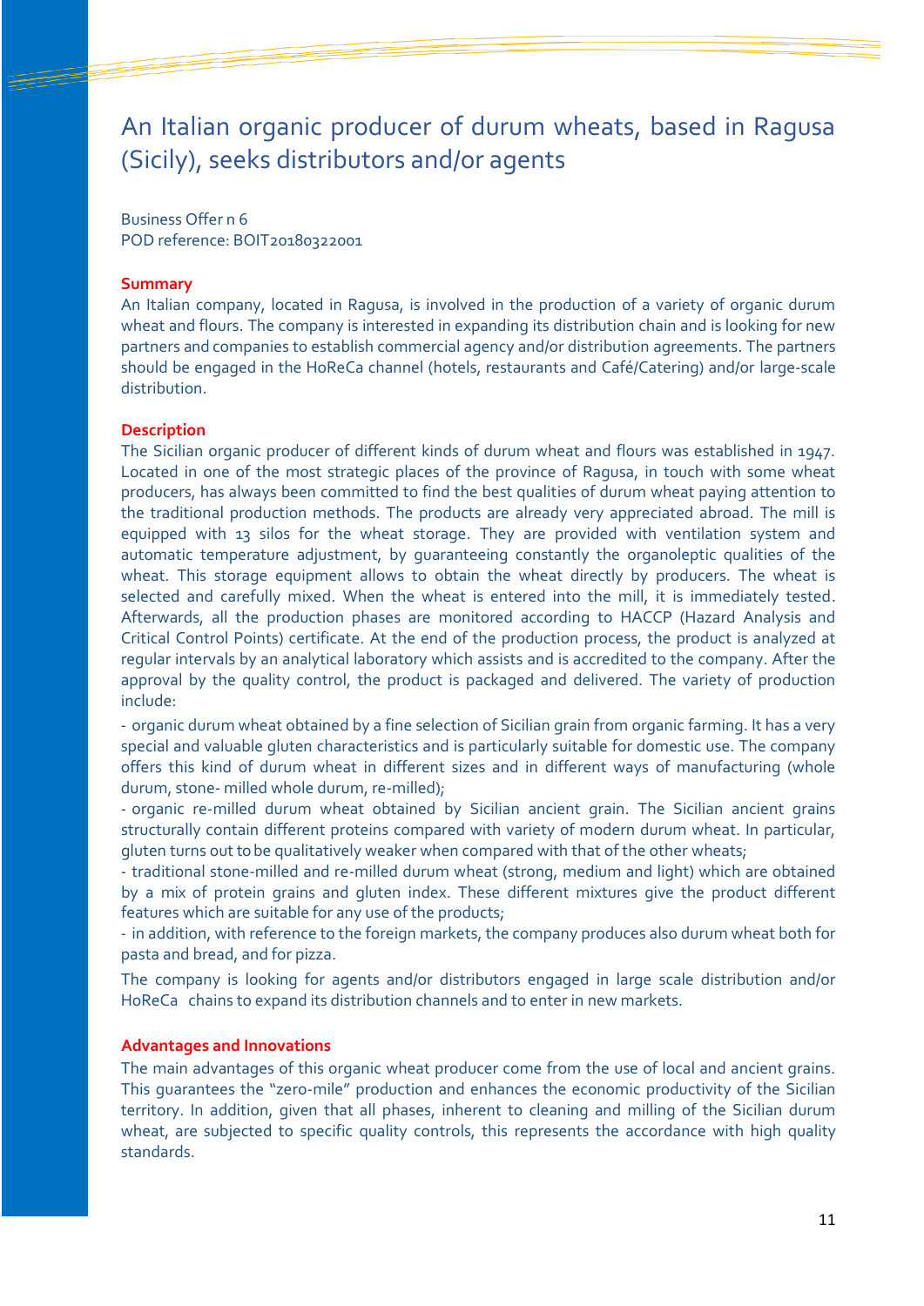# An Italian organic producer of durum wheats, based in Ragusa (Sicily), seeks distributors and/or agents

Business Offer n 6
POD reference: BOIT20180322001

### Summary

An Italian company, located in Ragusa, is involved in the production of a variety of organic durum wheat and flours. The company is interested in expanding its distribution chain and is looking for new partners and companies to establish commercial agency and/or distribution agreements. The partners should be engaged in the HoReCa channel (hotels, restaurants and Café/Catering) and/or large-scale distribution.

### Description

The Sicilian organic producer of different kinds of durum wheat and flours was established in 1947. Located in one of the most strategic places of the province of Ragusa, in touch with some wheat producers, has always been committed to find the best qualities of durum wheat paying attention to the traditional production methods. The products are already very appreciated abroad. The mill is equipped with 13 silos for the wheat storage. They are provided with ventilation system and automatic temperature adjustment, by guaranteeing constantly the organoleptic qualities of the wheat. This storage equipment allows to obtain the wheat directly by producers. The wheat is selected and carefully mixed. When the wheat is entered into the mill, it is immediately tested. Afterwards, all the production phases are monitored according to HACCP (Hazard Analysis and Critical Control Points) certificate. At the end of the production process, the product is analyzed at regular intervals by an analytical laboratory which assists and is accredited to the company. After the approval by the quality control, the product is packaged and delivered. The variety of production include:

- organic durum wheat obtained by a fine selection of Sicilian grain from organic farming. It has a very special and valuable gluten characteristics and is particularly suitable for domestic use. The company offers this kind of durum wheat in different sizes and in different ways of manufacturing (whole durum, stone- milled whole durum, re-milled);
- organic re-milled durum wheat obtained by Sicilian ancient grain. The Sicilian ancient grains structurally contain different proteins compared with variety of modern durum wheat. In particular, gluten turns out to be qualitatively weaker when compared with that of the other wheats;
- traditional stone-milled and re-milled durum wheat (strong, medium and light) which are obtained by a mix of protein grains and gluten index. These different mixtures give the product different features which are suitable for any use of the products;
- in addition, with reference to the foreign markets, the company produces also durum wheat both for pasta and bread, and for pizza.

The company is looking for agents and/or distributors engaged in large scale distribution and/or HoReCa chains to expand its distribution channels and to enter in new markets.

### Advantages and Innovations

The main advantages of this organic wheat producer come from the use of local and ancient grains. This guarantees the "zero-mile" production and enhances the economic productivity of the Sicilian territory. In addition, given that all phases, inherent to cleaning and milling of the Sicilian durum wheat, are subjected to specific quality controls, this represents the accordance with high quality standards.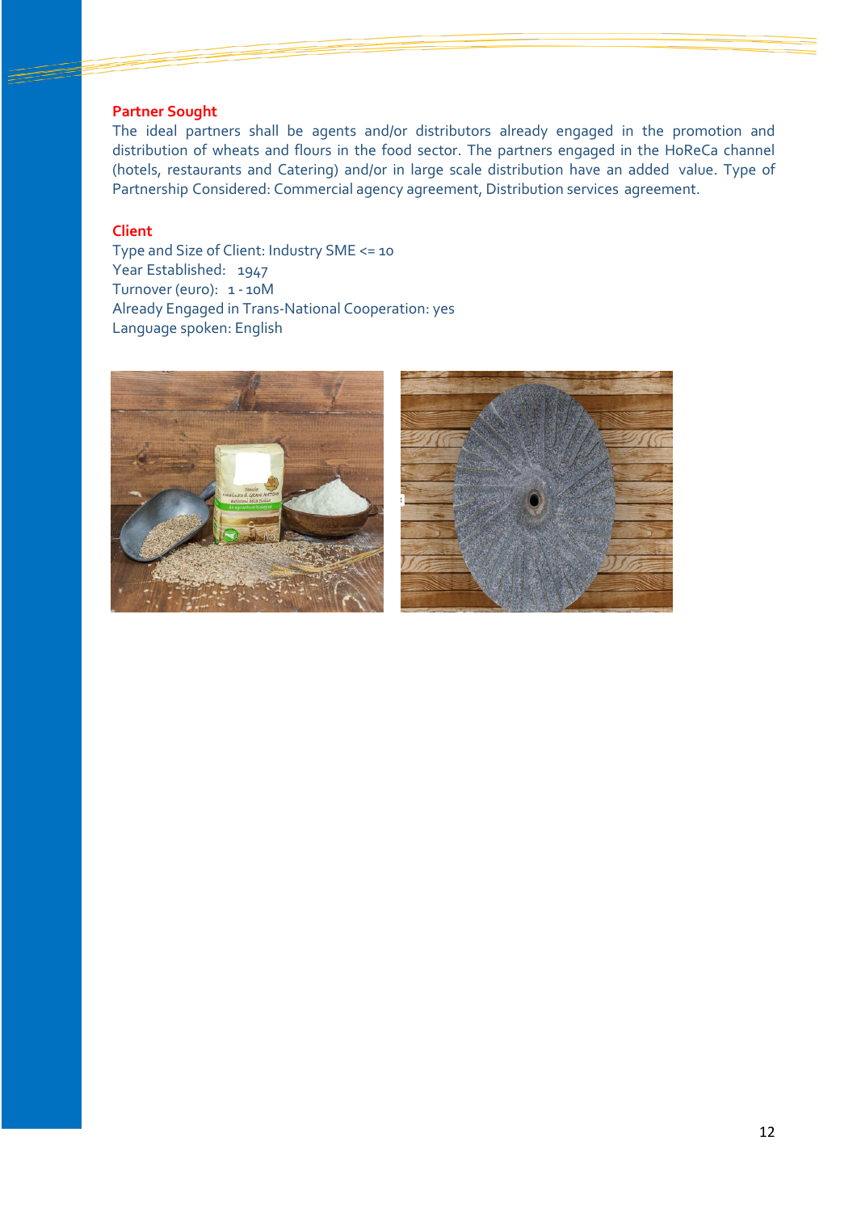**Partner Sought**

The ideal partners shall be agents and/or distributors already engaged in the promotion and distribution of wheats and flours in the food sector. The partners engaged in the HoReCa channel (hotels, restaurants and Catering) and/or in large scale distribution have an added value. Type of Partnership Considered: Commercial agency agreement, Distribution services agreement.

**Client**

Type and Size of Client: Industry SME <= 10
Year Established: 1947
Turnover (euro): 1 - 10M
Already Engaged in Trans-National Cooperation: yes
Language spoken: English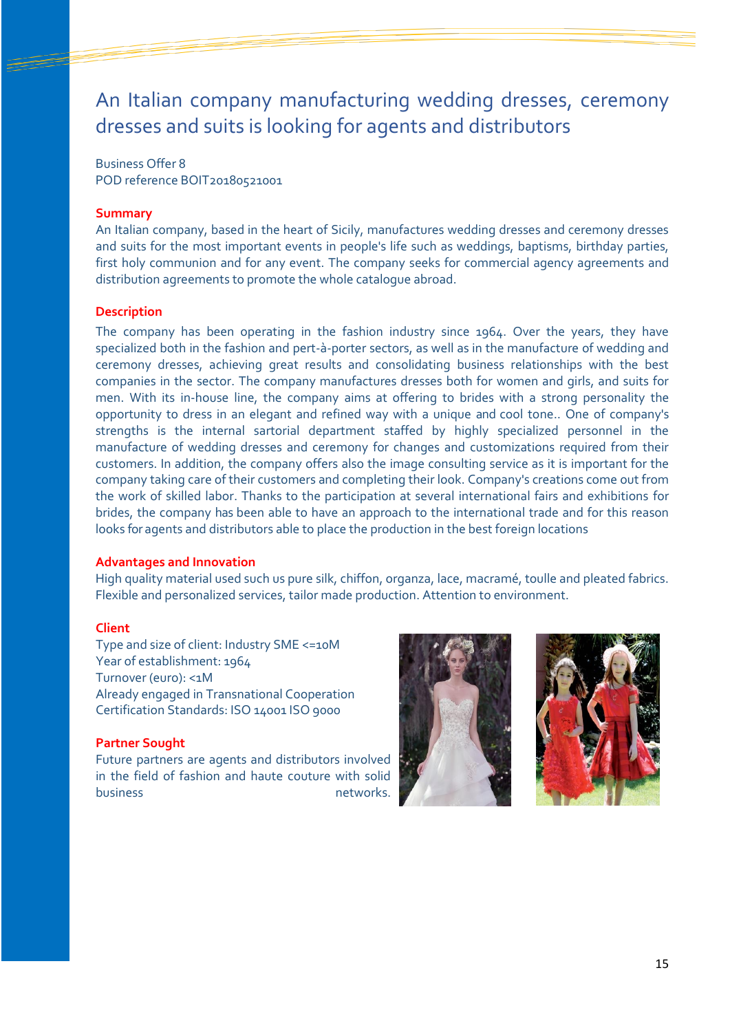# An Italian company manufacturing wedding dresses, ceremony dresses and suits is looking for agents and distributors

Business Offer 8
POD reference BOIT20180521001

### Summary

An Italian company, based in the heart of Sicily, manufactures wedding dresses and ceremony dresses and suits for the most important events in people's life such as weddings, baptisms, birthday parties, first holy communion and for any event. The company seeks for commercial agency agreements and distribution agreements to promote the whole catalogue abroad.

### Description

The company has been operating in the fashion industry since 1964. Over the years, they have specialized both in the fashion and pert-à-porter sectors, as well as in the manufacture of wedding and ceremony dresses, achieving great results and consolidating business relationships with the best companies in the sector. The company manufactures dresses both for women and girls, and suits for men. With its in-house line, the company aims at offering to brides with a strong personality the opportunity to dress in an elegant and refined way with a unique and cool tone.. One of company's strengths is the internal sartorial department staffed by highly specialized personnel in the manufacture of wedding dresses and ceremony for changes and customizations required from their customers. In addition, the company offers also the image consulting service as it is important for the company taking care of their customers and completing their look. Company's creations come out from the work of skilled labor. Thanks to the participation at several international fairs and exhibitions for brides, the company has been able to have an approach to the international trade and for this reason looks for agents and distributors able to place the production in the best foreign locations

### Advantages and Innovation

High quality material used such us pure silk, chiffon, organza, lace, macramé, toulle and pleated fabrics. Flexible and personalized services, tailor made production. Attention to environment.

### Client

Type and size of client: Industry SME <=10M
Year of establishment: 1964
Turnover (euro): <1M
Already engaged in Transnational Cooperation
Certification Standards: ISO 14001 ISO 9000

### Partner Sought

Future partners are agents and distributors involved in the field of fashion and haute couture with solid business networks.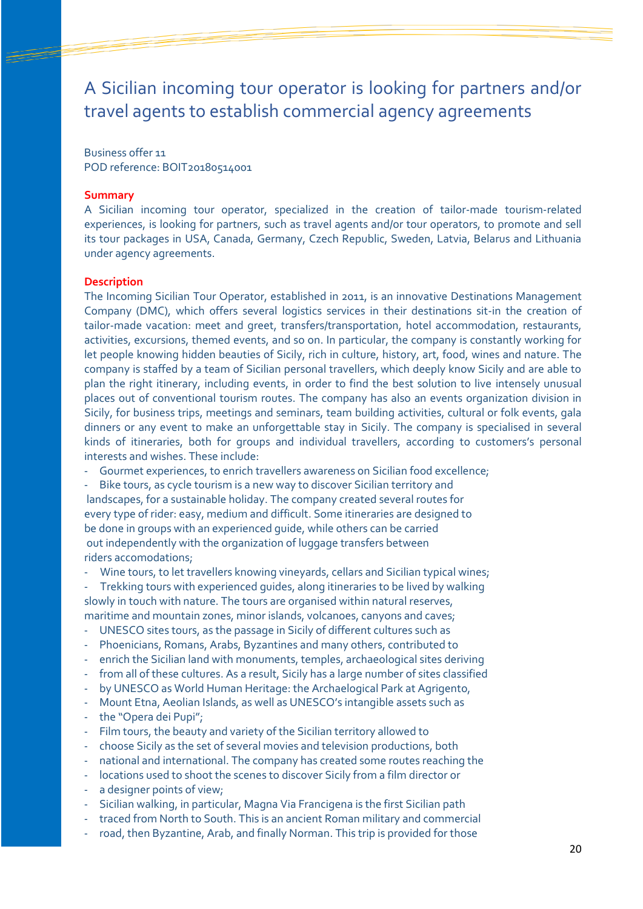# A Sicilian incoming tour operator is looking for partners and/or travel agents to establish commercial agency agreements

Business offer 11
POD reference: BOIT20180514001

**Summary**

A Sicilian incoming tour operator, specialized in the creation of tailor-made tourism-related experiences, is looking for partners, such as travel agents and/or tour operators, to promote and sell its tour packages in USA, Canada, Germany, Czech Republic, Sweden, Latvia, Belarus and Lithuania under agency agreements.

**Description**

The Incoming Sicilian Tour Operator, established in 2011, is an innovative Destinations Management Company (DMC), which offers several logistics services in their destinations sit-in the creation of tailor-made vacation: meet and greet, transfers/transportation, hotel accommodation, restaurants, activities, excursions, themed events, and so on. In particular, the company is constantly working for let people knowing hidden beauties of Sicily, rich in culture, history, art, food, wines and nature. The company is staffed by a team of Sicilian personal travellers, which deeply know Sicily and are able to plan the right itinerary, including events, in order to find the best solution to live intensely unusual places out of conventional tourism routes. The company has also an events organization division in Sicily, for business trips, meetings and seminars, team building activities, cultural or folk events, gala dinners or any event to make an unforgettable stay in Sicily. The company is specialised in several kinds of itineraries, both for groups and individual travellers, according to customers's personal interests and wishes. These include:

- Gourmet experiences, to enrich travellers awareness on Sicilian food excellence;
- Bike tours, as cycle tourism is a new way to discover Sicilian territory and landscapes, for a sustainable holiday. The company created several routes for every type of rider: easy, medium and difficult. Some itineraries are designed to be done in groups with an experienced guide, while others can be carried out independently with the organization of luggage transfers between riders accomodations;
- Wine tours, to let travellers knowing vineyards, cellars and Sicilian typical wines;
- Trekking tours with experienced guides, along itineraries to be lived by walking slowly in touch with nature. The tours are organised within natural reserves, maritime and mountain zones, minor islands, volcanoes, canyons and caves;
- UNESCO sites tours, as the passage in Sicily of different cultures such as Phoenicians, Romans, Arabs, Byzantines and many others, contributed to enrich the Sicilian land with monuments, temples, archaeological sites deriving from all of these cultures. As a result, Sicily has a large number of sites classified by UNESCO as World Human Heritage: the Archaelogical Park at Agrigento, Mount Etna, Aeolian Islands, as well as UNESCO's intangible assets such as the "Opera dei Pupi";
- Film tours, the beauty and variety of the Sicilian territory allowed to choose Sicily as the set of several movies and television productions, both national and international. The company has created some routes reaching the locations used to shoot the scenes to discover Sicily from a film director or a designer points of view;
- Sicilian walking, in particular, Magna Via Francigena is the first Sicilian path traced from North to South. This is an ancient Roman military and commercial road, then Byzantine, Arab, and finally Norman. This trip is provided for those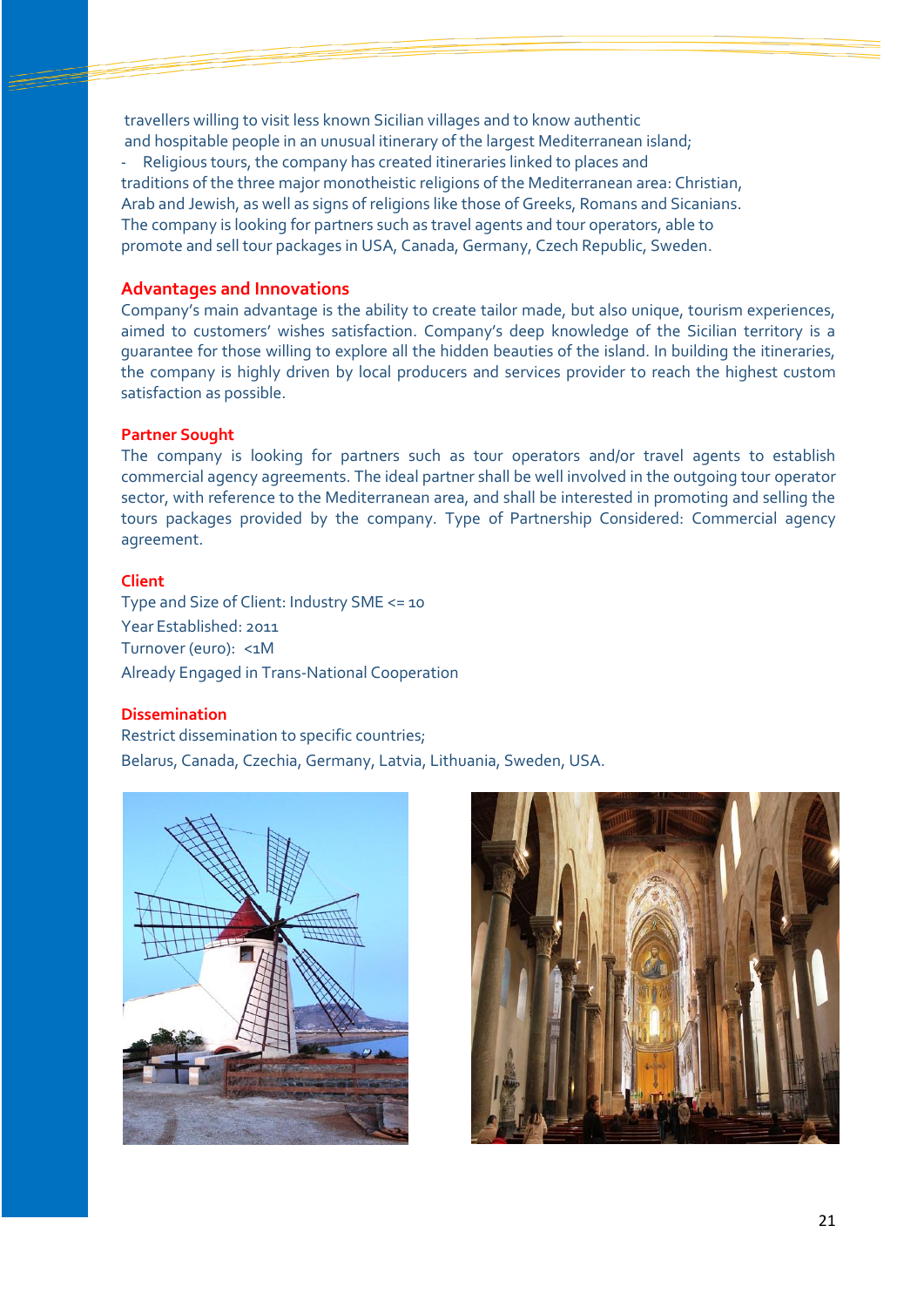travellers willing to visit less known Sicilian villages and to know authentic and hospitable people in an unusual itinerary of the largest Mediterranean island;

- Religious tours, the company has created itineraries linked to places and traditions of the three major monotheistic religions of the Mediterranean area: Christian, Arab and Jewish, as well as signs of religions like those of Greeks, Romans and Sicanians.

The company is looking for partners such as travel agents and tour operators, able to promote and sell tour packages in USA, Canada, Germany, Czech Republic, Sweden.

### Advantages and Innovations

Company's main advantage is the ability to create tailor made, but also unique, tourism experiences, aimed to customers' wishes satisfaction. Company's deep knowledge of the Sicilian territory is a guarantee for those willing to explore all the hidden beauties of the island. In building the itineraries, the company is highly driven by local producers and services provider to reach the highest custom satisfaction as possible.

### Partner Sought

The company is looking for partners such as tour operators and/or travel agents to establish commercial agency agreements. The ideal partner shall be well involved in the outgoing tour operator sector, with reference to the Mediterranean area, and shall be interested in promoting and selling the tours packages provided by the company. Type of Partnership Considered: Commercial agency agreement.

### Client

Type and Size of Client: Industry SME <= 10

Year Established: 2011

Turnover (euro): <1M

Already Engaged in Trans-National Cooperation

### Dissemination

Restrict dissemination to specific countries;

Belarus, Canada, Czechia, Germany, Latvia, Lithuania, Sweden, USA.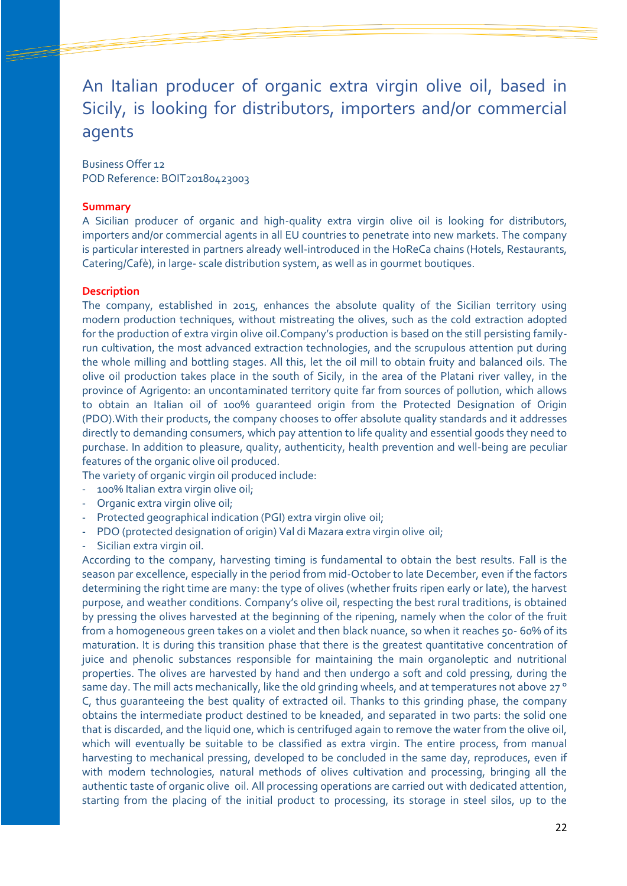# An Italian producer of organic extra virgin olive oil, based in Sicily, is looking for distributors, importers and/or commercial agents

Business Offer 12
POD Reference: BOIT20180423003

**Summary**

A Sicilian producer of organic and high-quality extra virgin olive oil is looking for distributors, importers and/or commercial agents in all EU countries to penetrate into new markets. The company is particular interested in partners already well-introduced in the HoReCa chains (Hotels, Restaurants, Catering/Cafè), in large- scale distribution system, as well as in gourmet boutiques.

**Description**

The company, established in 2015, enhances the absolute quality of the Sicilian territory using modern production techniques, without mistreating the olives, such as the cold extraction adopted for the production of extra virgin olive oil.Company's production is based on the still persisting family-run cultivation, the most advanced extraction technologies, and the scrupulous attention put during the whole milling and bottling stages. All this, let the oil mill to obtain fruity and balanced oils. The olive oil production takes place in the south of Sicily, in the area of the Platani river valley, in the province of Agrigento: an uncontaminated territory quite far from sources of pollution, which allows to obtain an Italian oil of 100% guaranteed origin from the Protected Designation of Origin (PDO).With their products, the company chooses to offer absolute quality standards and it addresses directly to demanding consumers, which pay attention to life quality and essential goods they need to purchase. In addition to pleasure, quality, authenticity, health prevention and well-being are peculiar features of the organic olive oil produced.
The variety of organic virgin oil produced include:

- 100% Italian extra virgin olive oil;
- Organic extra virgin olive oil;
- Protected geographical indication (PGI) extra virgin olive oil;
- PDO (protected designation of origin) Val di Mazara extra virgin olive oil;
- Sicilian extra virgin oil.

According to the company, harvesting timing is fundamental to obtain the best results. Fall is the season par excellence, especially in the period from mid-October to late December, even if the factors determining the right time are many: the type of olives (whether fruits ripen early or late), the harvest purpose, and weather conditions. Company's olive oil, respecting the best rural traditions, is obtained by pressing the olives harvested at the beginning of the ripening, namely when the color of the fruit from a homogeneous green takes on a violet and then black nuance, so when it reaches 50- 60% of its maturation. It is during this transition phase that there is the greatest quantitative concentration of juice and phenolic substances responsible for maintaining the main organoleptic and nutritional properties. The olives are harvested by hand and then undergo a soft and cold pressing, during the same day. The mill acts mechanically, like the old grinding wheels, and at temperatures not above 27 ° C, thus guaranteeing the best quality of extracted oil. Thanks to this grinding phase, the company obtains the intermediate product destined to be kneaded, and separated in two parts: the solid one that is discarded, and the liquid one, which is centrifuged again to remove the water from the olive oil, which will eventually be suitable to be classified as extra virgin. The entire process, from manual harvesting to mechanical pressing, developed to be concluded in the same day, reproduces, even if with modern technologies, natural methods of olives cultivation and processing, bringing all the authentic taste of organic olive oil. All processing operations are carried out with dedicated attention, starting from the placing of the initial product to processing, its storage in steel silos, up to the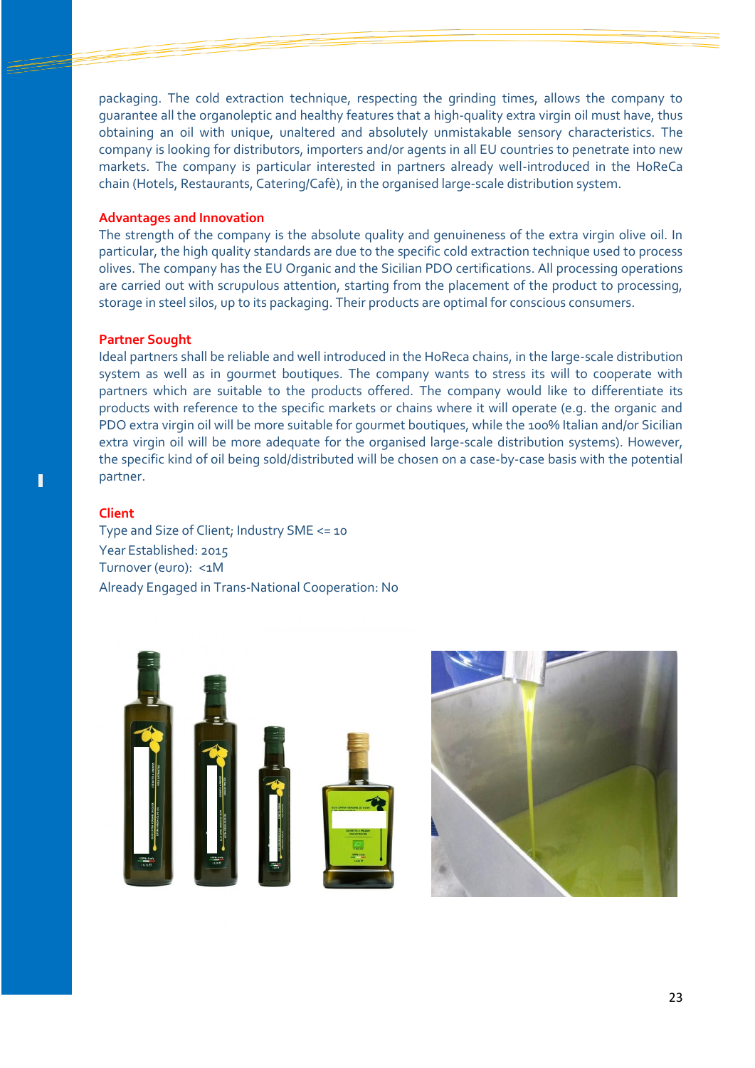packaging. The cold extraction technique, respecting the grinding times, allows the company to guarantee all the organoleptic and healthy features that a high-quality extra virgin oil must have, thus obtaining an oil with unique, unaltered and absolutely unmistakable sensory characteristics. The company is looking for distributors, importers and/or agents in all EU countries to penetrate into new markets. The company is particular interested in partners already well-introduced in the HoReCa chain (Hotels, Restaurants, Catering/Cafè), in the organised large-scale distribution system.

### Advantages and Innovation

The strength of the company is the absolute quality and genuineness of the extra virgin olive oil. In particular, the high quality standards are due to the specific cold extraction technique used to process olives. The company has the EU Organic and the Sicilian PDO certifications. All processing operations are carried out with scrupulous attention, starting from the placement of the product to processing, storage in steel silos, up to its packaging. Their products are optimal for conscious consumers.

### Partner Sought

Ideal partners shall be reliable and well introduced in the HoReca chains, in the large-scale distribution system as well as in gourmet boutiques. The company wants to stress its will to cooperate with partners which are suitable to the products offered. The company would like to differentiate its products with reference to the specific markets or chains where it will operate (e.g. the organic and PDO extra virgin oil will be more suitable for gourmet boutiques, while the 100% Italian and/or Sicilian extra virgin oil will be more adequate for the organised large-scale distribution systems). However, the specific kind of oil being sold/distributed will be chosen on a case-by-case basis with the potential partner.

### Client

Type and Size of Client; Industry SME <= 10

Year Established: 2015

Turnover (euro): <1M

Already Engaged in Trans-National Cooperation: No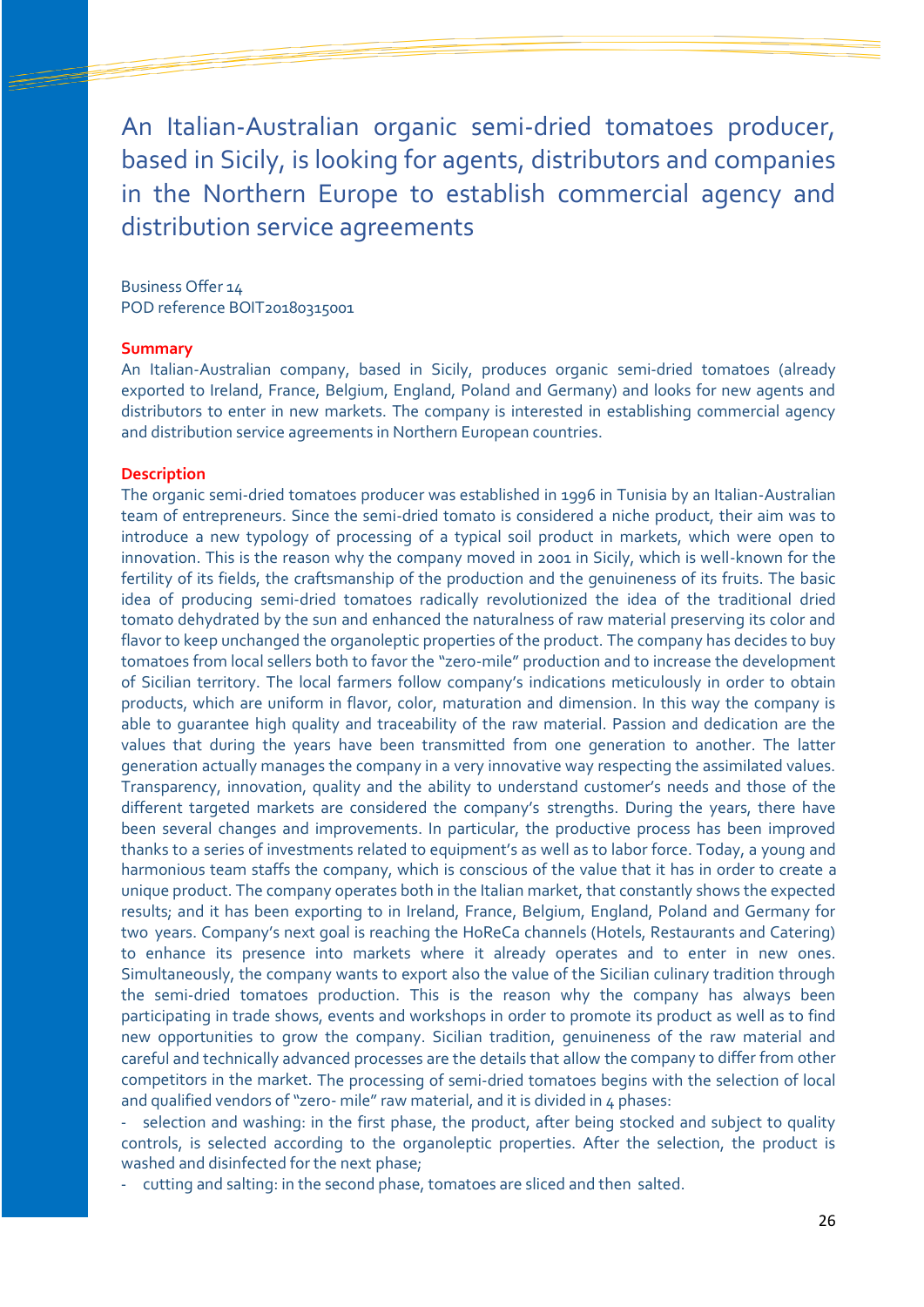# An Italian-Australian organic semi-dried tomatoes producer, based in Sicily, is looking for agents, distributors and companies in the Northern Europe to establish commercial agency and distribution service agreements

Business Offer 14
POD reference BOIT20180315001

**Summary**

An Italian-Australian company, based in Sicily, produces organic semi-dried tomatoes (already exported to Ireland, France, Belgium, England, Poland and Germany) and looks for new agents and distributors to enter in new markets. The company is interested in establishing commercial agency and distribution service agreements in Northern European countries.

**Description**

The organic semi-dried tomatoes producer was established in 1996 in Tunisia by an Italian-Australian team of entrepreneurs. Since the semi-dried tomato is considered a niche product, their aim was to introduce a new typology of processing of a typical soil product in markets, which were open to innovation. This is the reason why the company moved in 2001 in Sicily, which is well-known for the fertility of its fields, the craftsmanship of the production and the genuineness of its fruits. The basic idea of producing semi-dried tomatoes radically revolutionized the idea of the traditional dried tomato dehydrated by the sun and enhanced the naturalness of raw material preserving its color and flavor to keep unchanged the organoleptic properties of the product. The company has decides to buy tomatoes from local sellers both to favor the "zero-mile" production and to increase the development of Sicilian territory. The local farmers follow company's indications meticulously in order to obtain products, which are uniform in flavor, color, maturation and dimension. In this way the company is able to guarantee high quality and traceability of the raw material. Passion and dedication are the values that during the years have been transmitted from one generation to another. The latter generation actually manages the company in a very innovative way respecting the assimilated values. Transparency, innovation, quality and the ability to understand customer's needs and those of the different targeted markets are considered the company's strengths. During the years, there have been several changes and improvements. In particular, the productive process has been improved thanks to a series of investments related to equipment's as well as to labor force. Today, a young and harmonious team staffs the company, which is conscious of the value that it has in order to create a unique product. The company operates both in the Italian market, that constantly shows the expected results; and it has been exporting to in Ireland, France, Belgium, England, Poland and Germany for two years. Company's next goal is reaching the HoReCa channels (Hotels, Restaurants and Catering) to enhance its presence into markets where it already operates and to enter in new ones. Simultaneously, the company wants to export also the value of the Sicilian culinary tradition through the semi-dried tomatoes production. This is the reason why the company has always been participating in trade shows, events and workshops in order to promote its product as well as to find new opportunities to grow the company. Sicilian tradition, genuineness of the raw material and careful and technically advanced processes are the details that allow the company to differ from other competitors in the market. The processing of semi-dried tomatoes begins with the selection of local and qualified vendors of "zero- mile" raw material, and it is divided in 4 phases:

- selection and washing: in the first phase, the product, after being stocked and subject to quality controls, is selected according to the organoleptic properties. After the selection, the product is washed and disinfected for the next phase;
- cutting and salting: in the second phase, tomatoes are sliced and then salted.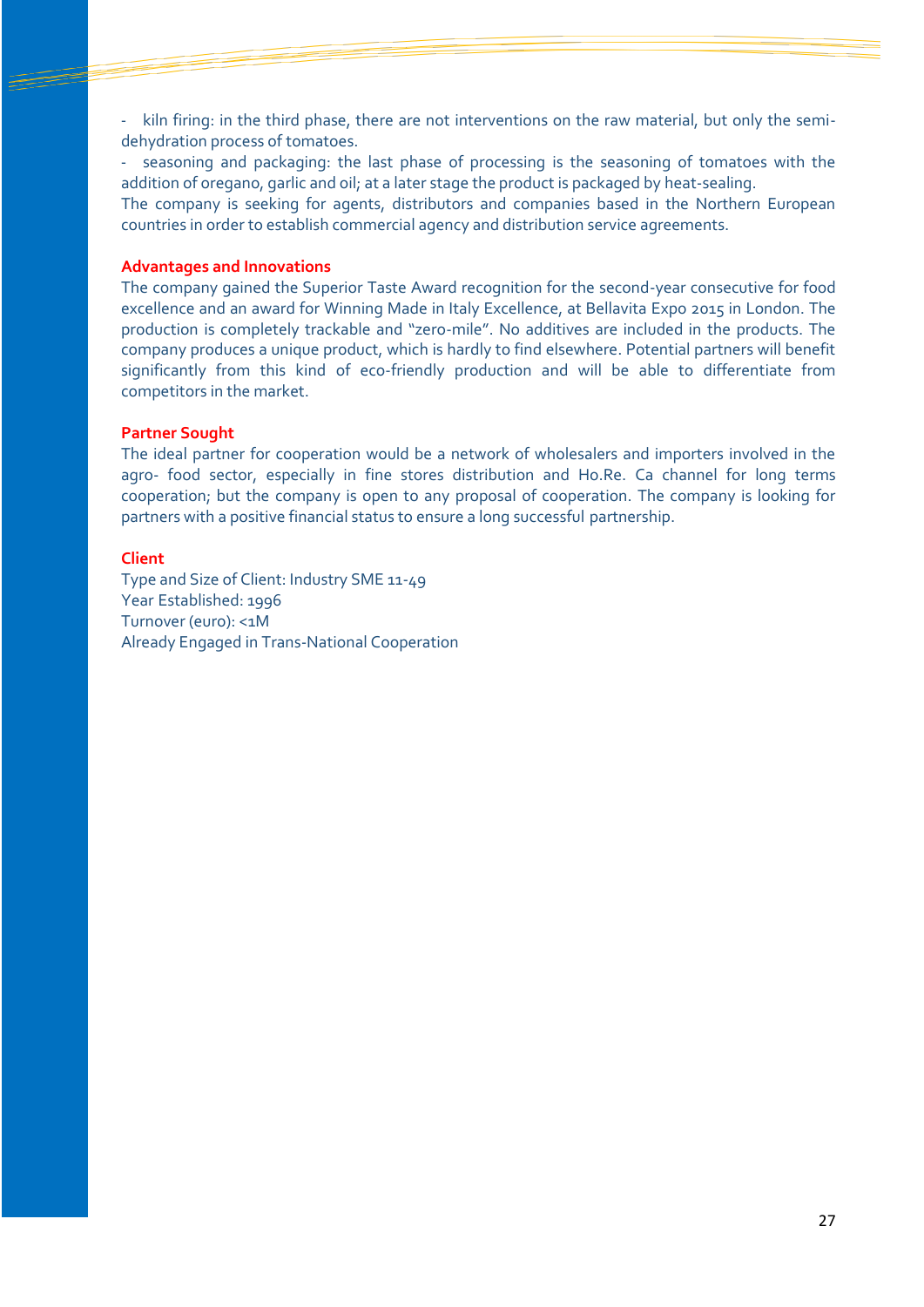- kiln firing: in the third phase, there are not interventions on the raw material, but only the semi-dehydration process of tomatoes.
- seasoning and packaging: the last phase of processing is the seasoning of tomatoes with the addition of oregano, garlic and oil; at a later stage the product is packaged by heat-sealing.

The company is seeking for agents, distributors and companies based in the Northern European countries in order to establish commercial agency and distribution service agreements.

### Advantages and Innovations

The company gained the Superior Taste Award recognition for the second-year consecutive for food excellence and an award for Winning Made in Italy Excellence, at Bellavita Expo 2015 in London. The production is completely trackable and "zero-mile". No additives are included in the products. The company produces a unique product, which is hardly to find elsewhere. Potential partners will benefit significantly from this kind of eco-friendly production and will be able to differentiate from competitors in the market.

### Partner Sought

The ideal partner for cooperation would be a network of wholesalers and importers involved in the agro- food sector, especially in fine stores distribution and Ho.Re. Ca channel for long terms cooperation; but the company is open to any proposal of cooperation. The company is looking for partners with a positive financial status to ensure a long successful partnership.

### Client

Type and Size of Client: Industry SME 11-49
Year Established: 1996
Turnover (euro): <1M
Already Engaged in Trans-National Cooperation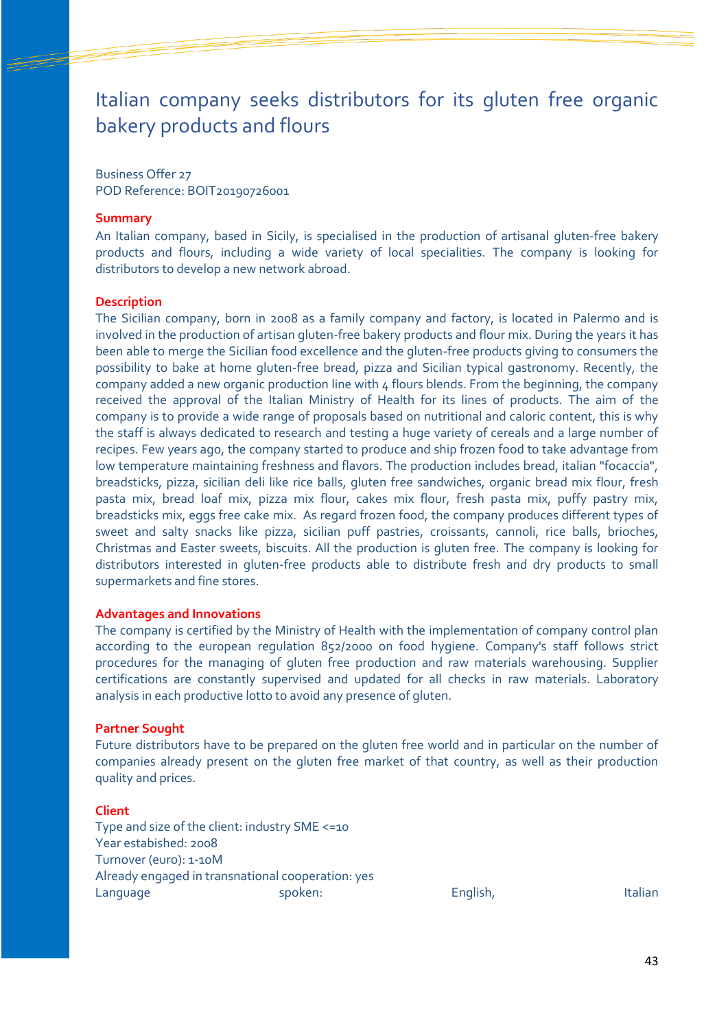# Italian company seeks distributors for its gluten free organic bakery products and flours

Business Offer 27
POD Reference: BOIT20190726001

**Summary**

An Italian company, based in Sicily, is specialised in the production of artisanal gluten-free bakery products and flours, including a wide variety of local specialities. The company is looking for distributors to develop a new network abroad.

**Description**

The Sicilian company, born in 2008 as a family company and factory, is located in Palermo and is involved in the production of artisan gluten-free bakery products and flour mix. During the years it has been able to merge the Sicilian food excellence and the gluten-free products giving to consumers the possibility to bake at home gluten-free bread, pizza and Sicilian typical gastronomy. Recently, the company added a new organic production line with 4 flours blends. From the beginning, the company received the approval of the Italian Ministry of Health for its lines of products. The aim of the company is to provide a wide range of proposals based on nutritional and caloric content, this is why the staff is always dedicated to research and testing a huge variety of cereals and a large number of recipes. Few years ago, the company started to produce and ship frozen food to take advantage from low temperature maintaining freshness and flavors. The production includes bread, italian "focaccia", breadsticks, pizza, sicilian deli like rice balls, gluten free sandwiches, organic bread mix flour, fresh pasta mix, bread loaf mix, pizza mix flour, cakes mix flour, fresh pasta mix, puffy pastry mix, breadsticks mix, eggs free cake mix. As regard frozen food, the company produces different types of sweet and salty snacks like pizza, sicilian puff pastries, croissants, cannoli, rice balls, brioches, Christmas and Easter sweets, biscuits. All the production is gluten free. The company is looking for distributors interested in gluten-free products able to distribute fresh and dry products to small supermarkets and fine stores.

**Advantages and Innovations**

The company is certified by the Ministry of Health with the implementation of company control plan according to the european regulation 852/2000 on food hygiene. Company's staff follows strict procedures for the managing of gluten free production and raw materials warehousing. Supplier certifications are constantly supervised and updated for all checks in raw materials. Laboratory analysis in each productive lotto to avoid any presence of gluten.

**Partner Sought**

Future distributors have to be prepared on the gluten free world and in particular on the number of companies already present on the gluten free market of that country, as well as their production quality and prices.

**Client**

Type and size of the client: industry SME <=10
Year estabished: 2008
Turnover (euro): 1-10M
Already engaged in transnational cooperation: yes
Language spoken: English, Italian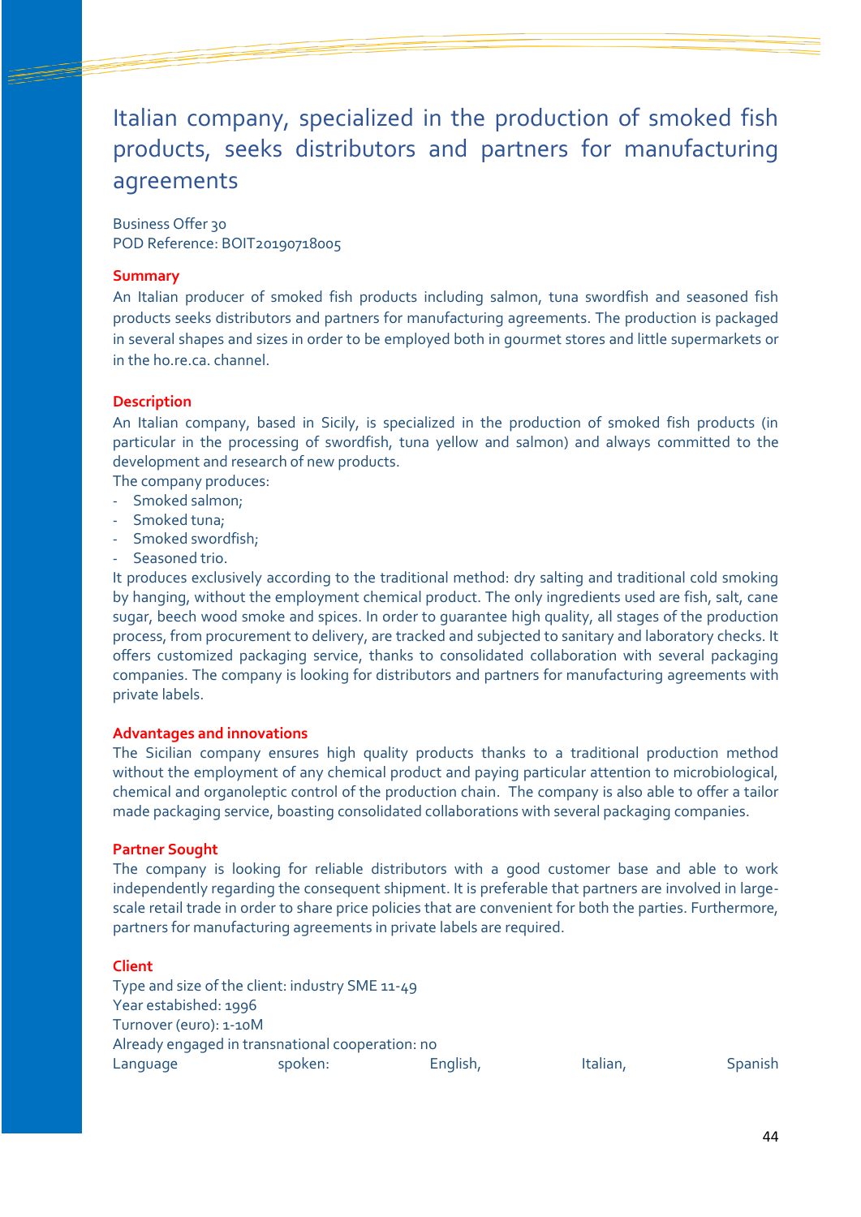# Italian company, specialized in the production of smoked fish products, seeks distributors and partners for manufacturing agreements

Business Offer 30
POD Reference: BOIT20190718005

### Summary

An Italian producer of smoked fish products including salmon, tuna swordfish and seasoned fish products seeks distributors and partners for manufacturing agreements. The production is packaged in several shapes and sizes in order to be employed both in gourmet stores and little supermarkets or in the ho.re.ca. channel.

### Description

An Italian company, based in Sicily, is specialized in the production of smoked fish products (in particular in the processing of swordfish, tuna yellow and salmon) and always committed to the development and research of new products.

The company produces:

- Smoked salmon;
- Smoked tuna;
- Smoked swordfish;
- Seasoned trio.

It produces exclusively according to the traditional method: dry salting and traditional cold smoking by hanging, without the employment chemical product. The only ingredients used are fish, salt, cane sugar, beech wood smoke and spices. In order to guarantee high quality, all stages of the production process, from procurement to delivery, are tracked and subjected to sanitary and laboratory checks. It offers customized packaging service, thanks to consolidated collaboration with several packaging companies. The company is looking for distributors and partners for manufacturing agreements with private labels.

### Advantages and innovations

The Sicilian company ensures high quality products thanks to a traditional production method without the employment of any chemical product and paying particular attention to microbiological, chemical and organoleptic control of the production chain. The company is also able to offer a tailor made packaging service, boasting consolidated collaborations with several packaging companies.

### Partner Sought

The company is looking for reliable distributors with a good customer base and able to work independently regarding the consequent shipment. It is preferable that partners are involved in large-scale retail trade in order to share price policies that are convenient for both the parties. Furthermore, partners for manufacturing agreements in private labels are required.

### Client

Type and size of the client: industry SME 11-49
Year established: 1996
Turnover (euro): 1-10M
Already engaged in transnational cooperation: no
Language spoken: English, Italian, Spanish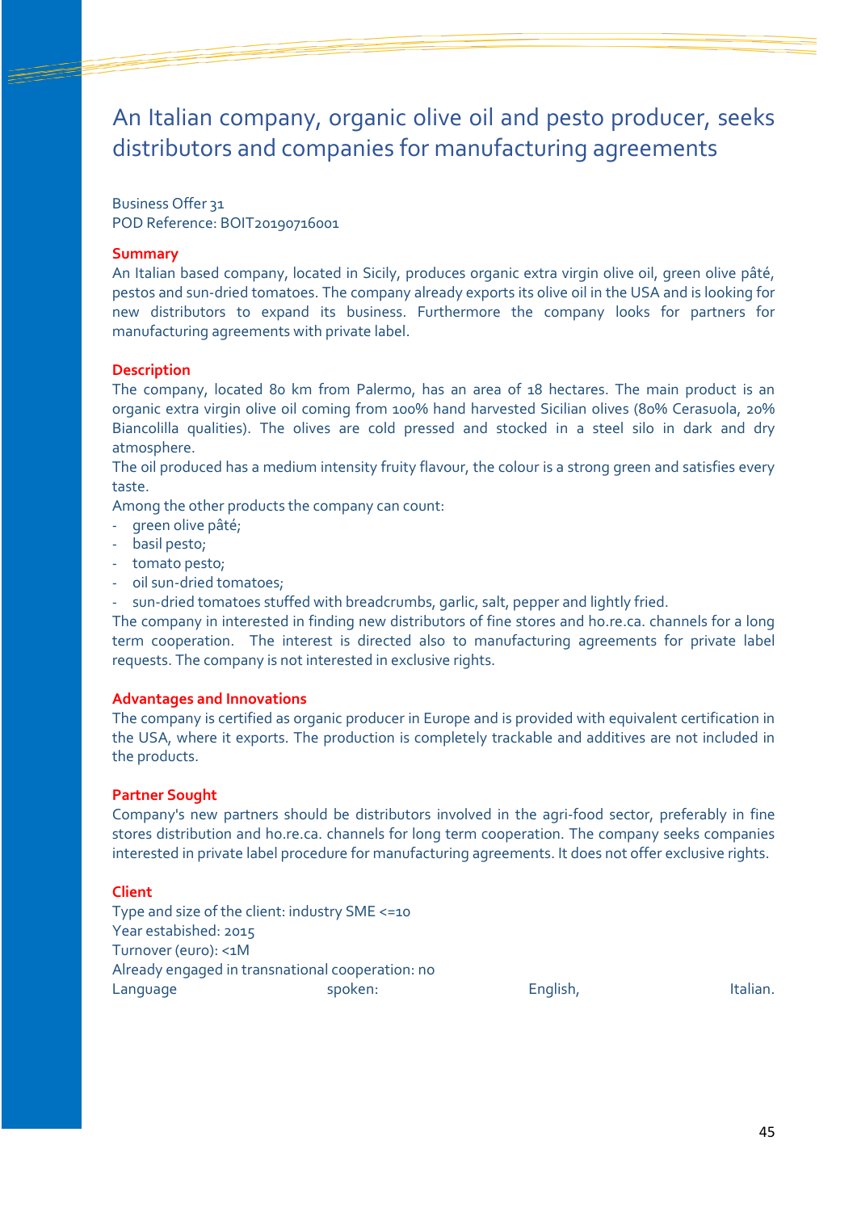# An Italian company, organic olive oil and pesto producer, seeks distributors and companies for manufacturing agreements

Business Offer 31
POD Reference: BOIT20190716001

## Summary

An Italian based company, located in Sicily, produces organic extra virgin olive oil, green olive pâté, pestos and sun-dried tomatoes. The company already exports its olive oil in the USA and is looking for new distributors to expand its business. Furthermore the company looks for partners for manufacturing agreements with private label.

## Description

The company, located 80 km from Palermo, has an area of 18 hectares. The main product is an organic extra virgin olive oil coming from 100% hand harvested Sicilian olives (80% Cerasuola, 20% Biancolilla qualities). The olives are cold pressed and stocked in a steel silo in dark and dry atmosphere.
The oil produced has a medium intensity fruity flavour, the colour is a strong green and satisfies every taste.
Among the other products the company can count:

- green olive pâté;
- basil pesto;
- tomato pesto;
- oil sun-dried tomatoes;
- sun-dried tomatoes stuffed with breadcrumbs, garlic, salt, pepper and lightly fried.

The company in interested in finding new distributors of fine stores and ho.re.ca. channels for a long term cooperation. The interest is directed also to manufacturing agreements for private label requests. The company is not interested in exclusive rights.

## Advantages and Innovations

The company is certified as organic producer in Europe and is provided with equivalent certification in the USA, where it exports. The production is completely trackable and additives are not included in the products.

## Partner Sought

Company's new partners should be distributors involved in the agri-food sector, preferably in fine stores distribution and ho.re.ca. channels for long term cooperation. The company seeks companies interested in private label procedure for manufacturing agreements. It does not offer exclusive rights.

## Client

Type and size of the client: industry SME <=10
Year estabished: 2015
Turnover (euro): <1M
Already engaged in transnational cooperation: no
Language spoken: English, Italian.